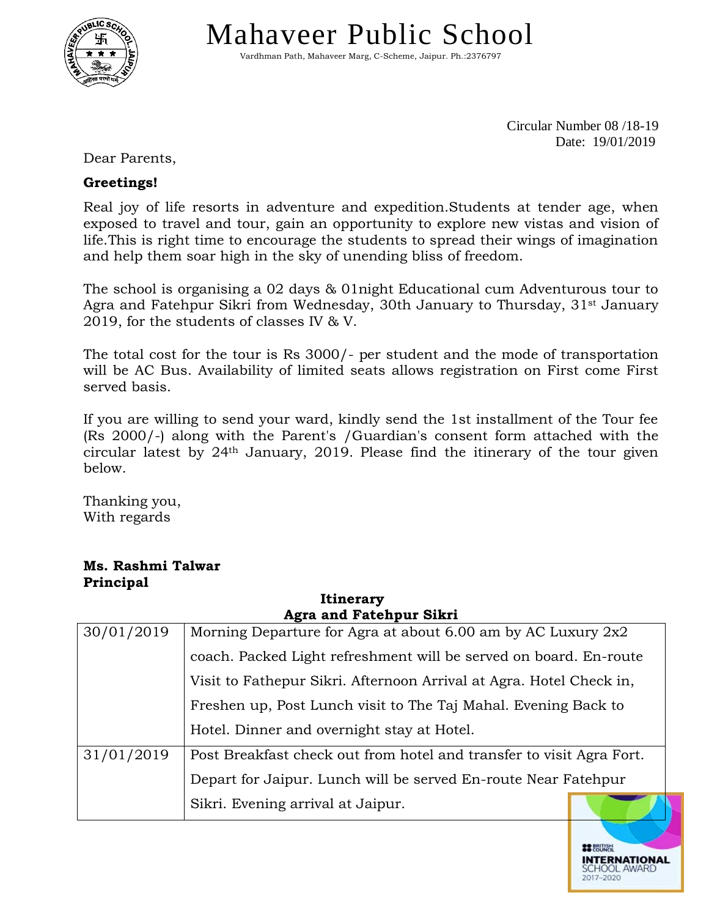# Mahaveer Public School

Vardhman Path, Mahaveer Marg, C-Scheme, Jaipur. Ph.:2376797

Circular Number 08 /18-19
Date: 19/01/2019

Dear Parents,

**Greetings!**

Real joy of life resorts in adventure and expedition.Students at tender age, when exposed to travel and tour, gain an opportunity to explore new vistas and vision of life.This is right time to encourage the students to spread their wings of imagination and help them soar high in the sky of unending bliss of freedom.

The school is organising a 02 days & 01night Educational cum Adventurous tour to Agra and Fatehpur Sikri from Wednesday, 30th January to Thursday, 31st January 2019, for the students of classes IV & V.

The total cost for the tour is Rs 3000/- per student and the mode of transportation will be AC Bus. Availability of limited seats allows registration on First come First served basis.

If you are willing to send your ward, kindly send the 1st installment of the Tour fee (Rs 2000/-) along with the Parent's /Guardian's consent form attached with the circular latest by 24th January, 2019. Please find the itinerary of the tour given below.

Thanking you,
With regards

**Ms. Rashmi Talwar**
**Principal**

**Itinerary**
**Agra and Fatehpur Sikri**

| Date | Details |
|---|---|
| 30/01/2019 | Morning Departure for Agra at about 6.00 am by AC Luxury 2x2 coach. Packed Light refreshment will be served on board. En-route Visit to Fathepur Sikri. Afternoon Arrival at Agra. Hotel Check in, Freshen up, Post Lunch visit to The Taj Mahal. Evening Back to Hotel. Dinner and overnight stay at Hotel. |
| 31/01/2019 | Post Breakfast check out from hotel and transfer to visit Agra Fort. Depart for Jaipur. Lunch will be served En-route Near Fatehpur Sikri. Evening arrival at Jaipur. |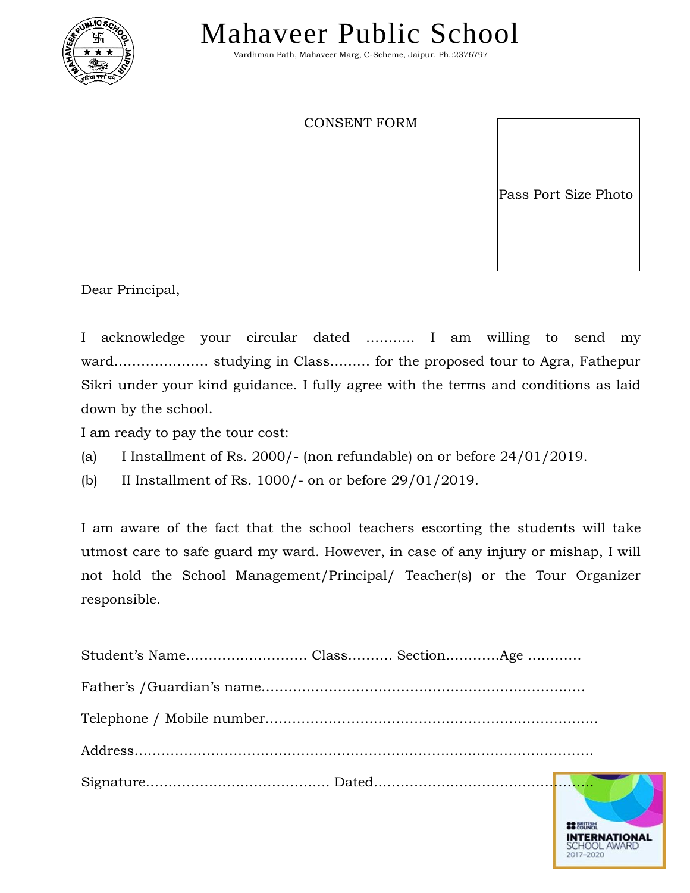# Mahaveer Public School

Vardhman Path, Mahaveer Marg, C-Scheme, Jaipur. Ph.:2376797

CONSENT FORM

Pass Port Size Photo

Dear Principal,

I acknowledge your circular dated ……….. I am willing to send my ward………………… studying in Class……… for the proposed tour to Agra, Fathepur Sikri under your kind guidance. I fully agree with the terms and conditions as laid down by the school.

I am ready to pay the tour cost:

(a) I Installment of Rs. 2000/- (non refundable) on or before 24/01/2019.

(b) II Installment of Rs. 1000/- on or before 29/01/2019.

I am aware of the fact that the school teachers escorting the students will take utmost care to safe guard my ward. However, in case of any injury or mishap, I will not hold the School Management/Principal/ Teacher(s) or the Tour Organizer responsible.

Student's Name……………………… Class………. Section…………Age …………

Father's /Guardian's name……………………………………………………………

Telephone / Mobile number……………………………………………………………

Address………………………………………………………………………………………

Signature…………………………………… Dated………………………………………

BRITISH COUNCIL INTERNATIONAL SCHOOL AWARD 2017–2020